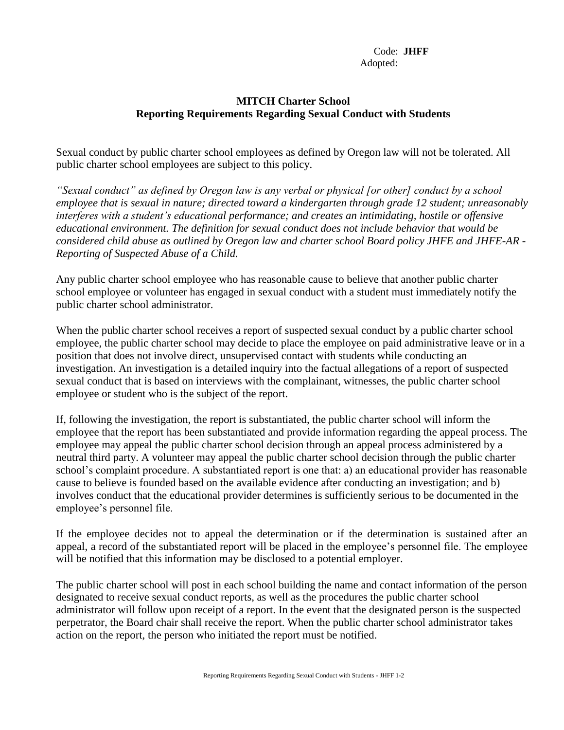Code: **JHFF**
Adopted:

**MITCH Charter School**
**Reporting Requirements Regarding Sexual Conduct with Students**

Sexual conduct by public charter school employees as defined by Oregon law will not be tolerated. All public charter school employees are subject to this policy.

*"Sexual conduct" as defined by Oregon law is any verbal or physical [or other] conduct by a school employee that is sexual in nature; directed toward a kindergarten through grade 12 student; unreasonably interferes with a student's educational performance; and creates an intimidating, hostile or offensive educational environment. The definition for sexual conduct does not include behavior that would be considered child abuse as outlined by Oregon law and charter school Board policy JHFE and JHFE-AR - Reporting of Suspected Abuse of a Child.*

Any public charter school employee who has reasonable cause to believe that another public charter school employee or volunteer has engaged in sexual conduct with a student must immediately notify the public charter school administrator.

When the public charter school receives a report of suspected sexual conduct by a public charter school employee, the public charter school may decide to place the employee on paid administrative leave or in a position that does not involve direct, unsupervised contact with students while conducting an investigation. An investigation is a detailed inquiry into the factual allegations of a report of suspected sexual conduct that is based on interviews with the complainant, witnesses, the public charter school employee or student who is the subject of the report.

If, following the investigation, the report is substantiated, the public charter school will inform the employee that the report has been substantiated and provide information regarding the appeal process. The employee may appeal the public charter school decision through an appeal process administered by a neutral third party. A volunteer may appeal the public charter school decision through the public charter school's complaint procedure. A substantiated report is one that: a) an educational provider has reasonable cause to believe is founded based on the available evidence after conducting an investigation; and b) involves conduct that the educational provider determines is sufficiently serious to be documented in the employee's personnel file.

If the employee decides not to appeal the determination or if the determination is sustained after an appeal, a record of the substantiated report will be placed in the employee's personnel file. The employee will be notified that this information may be disclosed to a potential employer.

The public charter school will post in each school building the name and contact information of the person designated to receive sexual conduct reports, as well as the procedures the public charter school administrator will follow upon receipt of a report. In the event that the designated person is the suspected perpetrator, the Board chair shall receive the report. When the public charter school administrator takes action on the report, the person who initiated the report must be notified.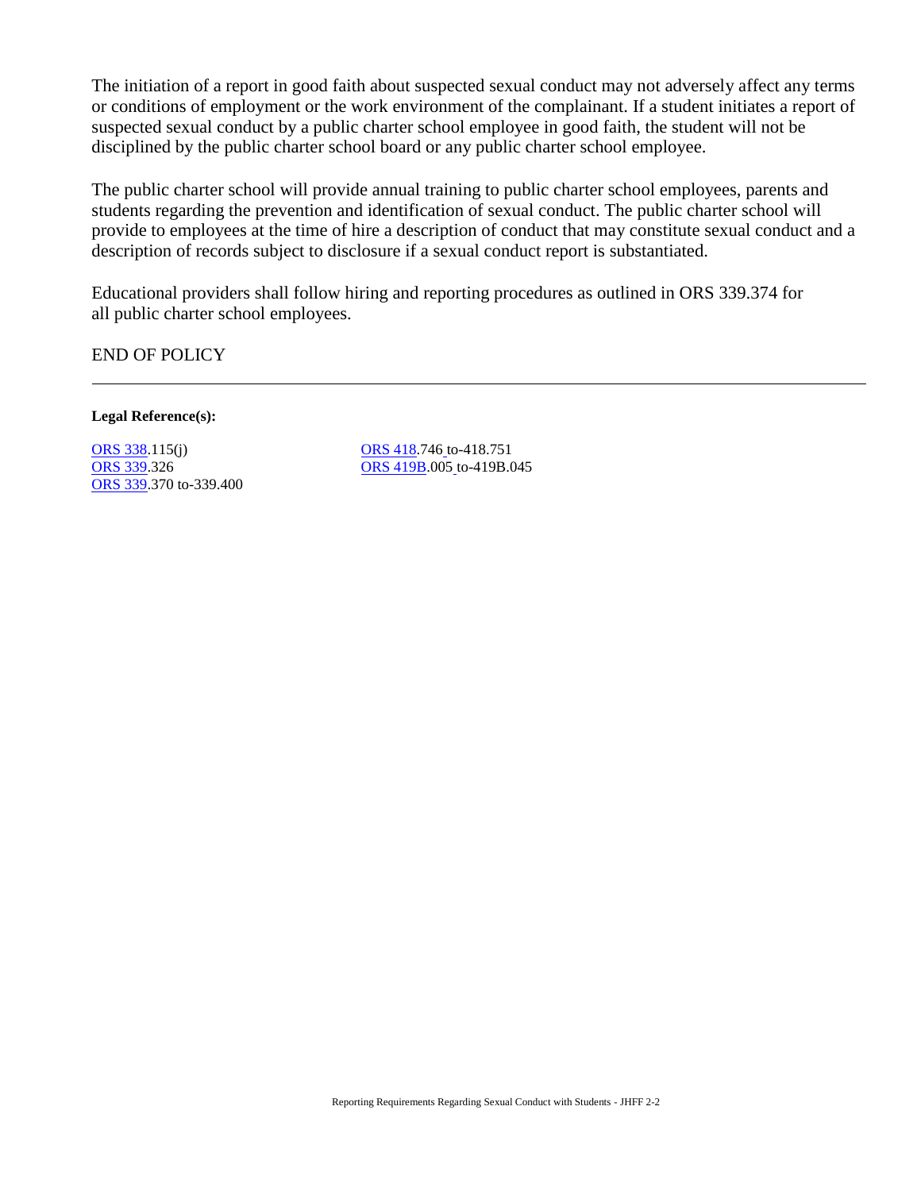The initiation of a report in good faith about suspected sexual conduct may not adversely affect any terms or conditions of employment or the work environment of the complainant. If a student initiates a report of suspected sexual conduct by a public charter school employee in good faith, the student will not be disciplined by the public charter school board or any public charter school employee.

The public charter school will provide annual training to public charter school employees, parents and students regarding the prevention and identification of sexual conduct. The public charter school will provide to employees at the time of hire a description of conduct that may constitute sexual conduct and a description of records subject to disclosure if a sexual conduct report is substantiated.

Educational providers shall follow hiring and reporting procedures as outlined in ORS 339.374 for all public charter school employees.

END OF POLICY

---

**Legal Reference(s):**

ORS 338.115(j)
ORS 339.326
ORS 339.370 to-339.400
ORS 418.746 to-418.751
ORS 419B.005 to-419B.045